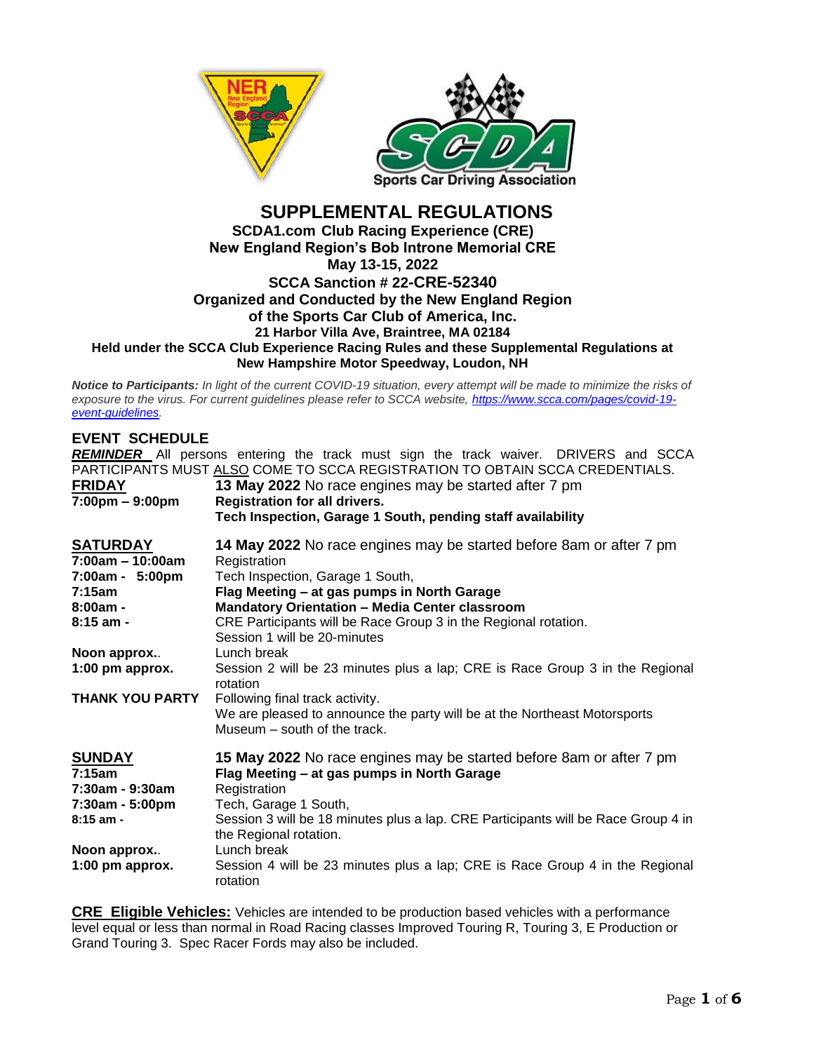# SUPPLEMENTAL REGULATIONS

**SCDA1.com Club Racing Experience (CRE)**
**New England Region's Bob Introne Memorial CRE**
**May 13-15, 2022**
**SCCA Sanction # 22-CRE-52340**
**Organized and Conducted by the New England Region**
**of the Sports Car Club of America, Inc.**
**21 Harbor Villa Ave, Braintree, MA 02184**
**Held under the SCCA Club Experience Racing Rules and these Supplemental Regulations at**
**New Hampshire Motor Speedway, Loudon, NH**

***Notice to Participants:*** *In light of the current COVID-19 situation, every attempt will be made to minimize the risks of exposure to the virus. For current guidelines please refer to SCCA website, [https://www.scca.com/pages/covid-19-event-guidelines](https://www.scca.com/pages/covid-19-event-guidelines).*

## EVENT SCHEDULE

***REMINDER*** All persons entering the track must sign the track waiver. DRIVERS and SCCA PARTICIPANTS MUST ALSO COME TO SCCA REGISTRATION TO OBTAIN SCCA CREDENTIALS.

| | |
|---|---|
| **FRIDAY** | **13 May 2022** No race engines may be started after 7 pm |
| **7:00pm – 9:00pm** | **Registration for all drivers.** |
| | **Tech Inspection, Garage 1 South, pending staff availability** |
| **SATURDAY** | **14 May 2022** No race engines may be started before 8am or after 7 pm |
| **7:00am – 10:00am** | Registration |
| **7:00am - 5:00pm** | Tech Inspection, Garage 1 South, |
| **7:15am** | **Flag Meeting – at gas pumps in North Garage** |
| **8:00am -** | **Mandatory Orientation – Media Center classroom** |
| **8:15 am -** | CRE Participants will be Race Group 3 in the Regional rotation. Session 1 will be 20-minutes |
| **Noon approx..** | Lunch break |
| **1:00 pm approx.** | Session 2 will be 23 minutes plus a lap; CRE is Race Group 3 in the Regional rotation |
| **THANK YOU PARTY** | Following final track activity. We are pleased to announce the party will be at the Northeast Motorsports Museum – south of the track. |
| **SUNDAY** | **15 May 2022** No race engines may be started before 8am or after 7 pm |
| **7:15am** | **Flag Meeting – at gas pumps in North Garage** |
| **7:30am - 9:30am** | Registration |
| **7:30am - 5:00pm** | Tech, Garage 1 South, |
| **8:15 am -** | Session 3 will be 18 minutes plus a lap. CRE Participants will be Race Group 4 in the Regional rotation. |
| **Noon approx..** | Lunch break |
| **1:00 pm approx.** | Session 4 will be 23 minutes plus a lap; CRE is Race Group 4 in the Regional rotation |

**CRE Eligible Vehicles:** Vehicles are intended to be production based vehicles with a performance level equal or less than normal in Road Racing classes Improved Touring R, Touring 3, E Production or Grand Touring 3. Spec Racer Fords may also be included.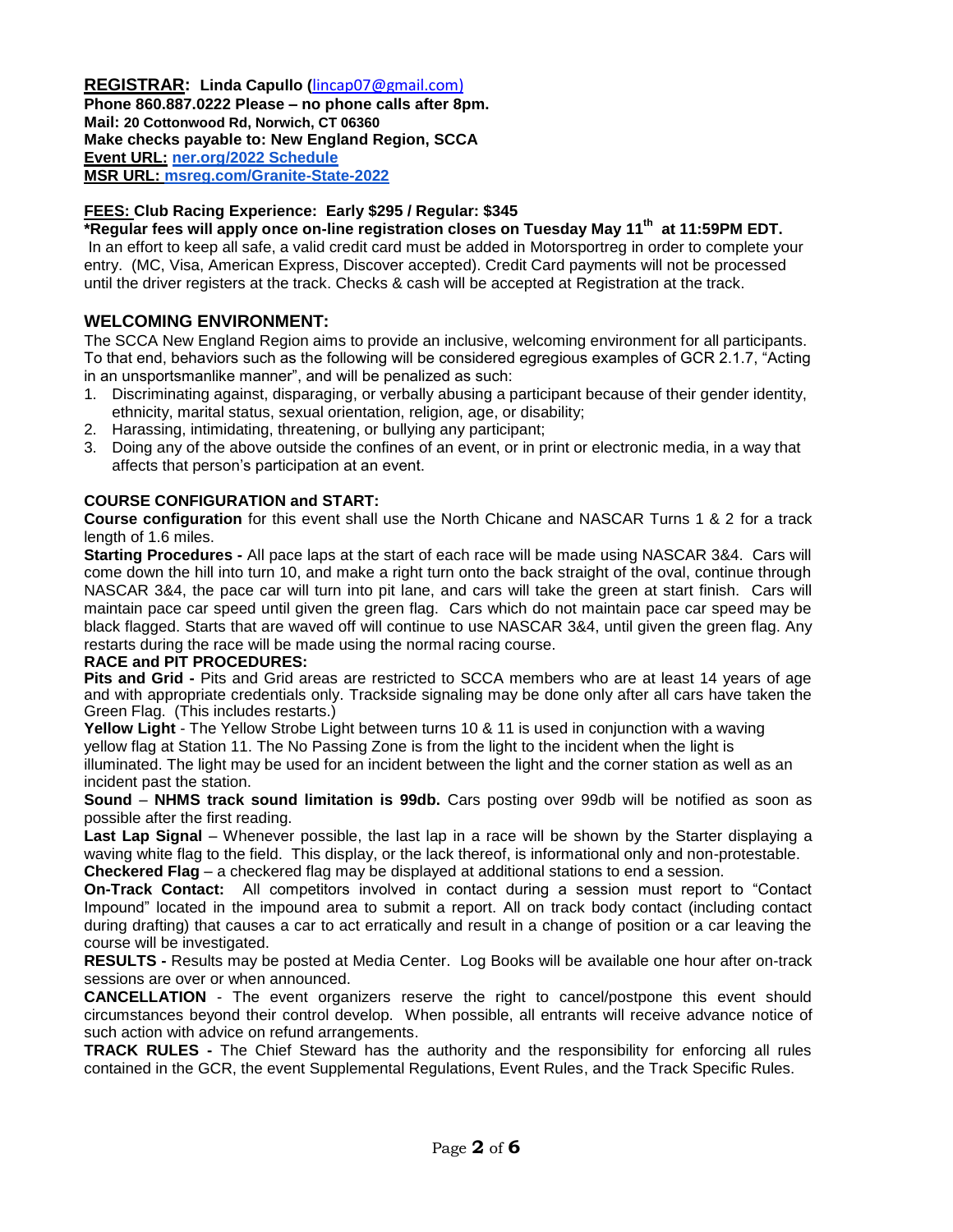**REGISTRAR: Linda Capullo (lincap07@gmail.com)**
**Phone 860.887.0222 Please – no phone calls after 8pm.**
**Mail: 20 Cottonwood Rd, Norwich, CT 06360**
**Make checks payable to: New England Region, SCCA**
**Event URL: ner.org/2022 Schedule**
**MSR URL: msreg.com/Granite-State-2022**

**FEES: Club Racing Experience: Early $295 / Regular: $345**
**\*Regular fees will apply once on-line registration closes on Tuesday May 11th at 11:59PM EDT.**
In an effort to keep all safe, a valid credit card must be added in Motorsportreg in order to complete your entry. (MC, Visa, American Express, Discover accepted). Credit Card payments will not be processed until the driver registers at the track. Checks & cash will be accepted at Registration at the track.

## WELCOMING ENVIRONMENT:

The SCCA New England Region aims to provide an inclusive, welcoming environment for all participants. To that end, behaviors such as the following will be considered egregious examples of GCR 2.1.7, "Acting in an unsportsmanlike manner", and will be penalized as such:

1. Discriminating against, disparaging, or verbally abusing a participant because of their gender identity, ethnicity, marital status, sexual orientation, religion, age, or disability;
2. Harassing, intimidating, threatening, or bullying any participant;
3. Doing any of the above outside the confines of an event, or in print or electronic media, in a way that affects that person's participation at an event.

**COURSE CONFIGURATION and START:**

**Course configuration** for this event shall use the North Chicane and NASCAR Turns 1 & 2 for a track length of 1.6 miles.

**Starting Procedures -** All pace laps at the start of each race will be made using NASCAR 3&4. Cars will come down the hill into turn 10, and make a right turn onto the back straight of the oval, continue through NASCAR 3&4, the pace car will turn into pit lane, and cars will take the green at start finish. Cars will maintain pace car speed until given the green flag. Cars which do not maintain pace car speed may be black flagged. Starts that are waved off will continue to use NASCAR 3&4, until given the green flag. Any restarts during the race will be made using the normal racing course.

**RACE and PIT PROCEDURES:**

**Pits and Grid -** Pits and Grid areas are restricted to SCCA members who are at least 14 years of age and with appropriate credentials only. Trackside signaling may be done only after all cars have taken the Green Flag. (This includes restarts.)

**Yellow Light** - The Yellow Strobe Light between turns 10 & 11 is used in conjunction with a waving yellow flag at Station 11. The No Passing Zone is from the light to the incident when the light is illuminated. The light may be used for an incident between the light and the corner station as well as an incident past the station.

**Sound** – **NHMS track sound limitation is 99db.** Cars posting over 99db will be notified as soon as possible after the first reading.

**Last Lap Signal** – Whenever possible, the last lap in a race will be shown by the Starter displaying a waving white flag to the field. This display, or the lack thereof, is informational only and non-protestable.

**Checkered Flag** – a checkered flag may be displayed at additional stations to end a session.

**On-Track Contact:** All competitors involved in contact during a session must report to "Contact Impound" located in the impound area to submit a report. All on track body contact (including contact during drafting) that causes a car to act erratically and result in a change of position or a car leaving the course will be investigated.

**RESULTS -** Results may be posted at Media Center. Log Books will be available one hour after on-track sessions are over or when announced.

**CANCELLATION** - The event organizers reserve the right to cancel/postpone this event should circumstances beyond their control develop. When possible, all entrants will receive advance notice of such action with advice on refund arrangements.

**TRACK RULES -** The Chief Steward has the authority and the responsibility for enforcing all rules contained in the GCR, the event Supplemental Regulations, Event Rules, and the Track Specific Rules.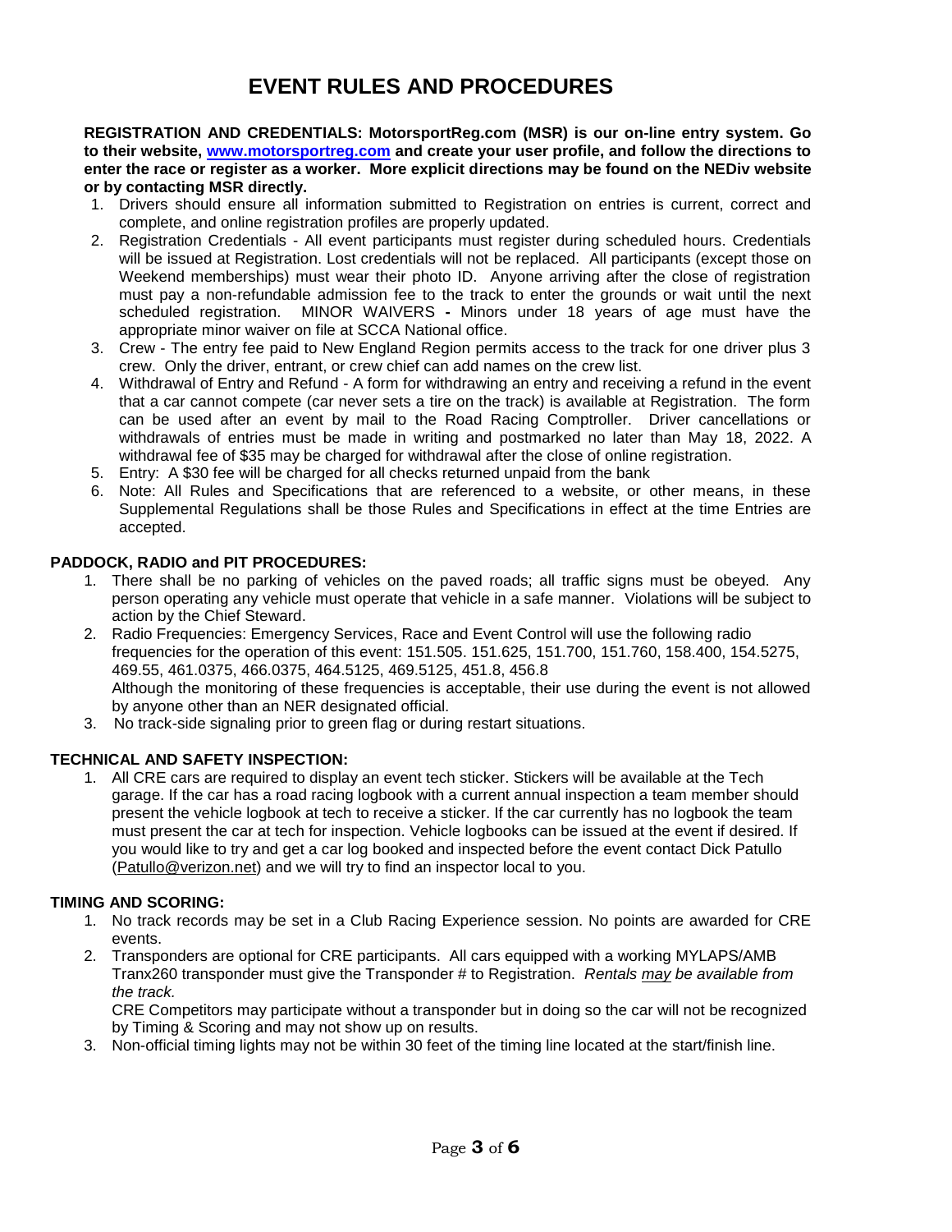# EVENT RULES AND PROCEDURES

**REGISTRATION AND CREDENTIALS: MotorsportReg.com (MSR) is our on-line entry system. Go to their website, [www.motorsportreg.com](http://www.motorsportreg.com) and create your user profile, and follow the directions to enter the race or register as a worker. More explicit directions may be found on the NEDiv website or by contacting MSR directly.**

1. Drivers should ensure all information submitted to Registration on entries is current, correct and complete, and online registration profiles are properly updated.
2. Registration Credentials - All event participants must register during scheduled hours. Credentials will be issued at Registration. Lost credentials will not be replaced. All participants (except those on Weekend memberships) must wear their photo ID. Anyone arriving after the close of registration must pay a non-refundable admission fee to the track to enter the grounds or wait until the next scheduled registration. MINOR WAIVERS **-** Minors under 18 years of age must have the appropriate minor waiver on file at SCCA National office.
3. Crew - The entry fee paid to New England Region permits access to the track for one driver plus 3 crew. Only the driver, entrant, or crew chief can add names on the crew list.
4. Withdrawal of Entry and Refund - A form for withdrawing an entry and receiving a refund in the event that a car cannot compete (car never sets a tire on the track) is available at Registration. The form can be used after an event by mail to the Road Racing Comptroller. Driver cancellations or withdrawals of entries must be made in writing and postmarked no later than May 18, 2022. A withdrawal fee of $35 may be charged for withdrawal after the close of online registration.
5. Entry: A $30 fee will be charged for all checks returned unpaid from the bank
6. Note: All Rules and Specifications that are referenced to a website, or other means, in these Supplemental Regulations shall be those Rules and Specifications in effect at the time Entries are accepted.

**PADDOCK, RADIO and PIT PROCEDURES:**

1. There shall be no parking of vehicles on the paved roads; all traffic signs must be obeyed. Any person operating any vehicle must operate that vehicle in a safe manner. Violations will be subject to action by the Chief Steward.
2. Radio Frequencies: Emergency Services, Race and Event Control will use the following radio frequencies for the operation of this event: 151.505. 151.625, 151.700, 151.760, 158.400, 154.5275, 469.55, 461.0375, 466.0375, 464.5125, 469.5125, 451.8, 456.8
   Although the monitoring of these frequencies is acceptable, their use during the event is not allowed by anyone other than an NER designated official.
3. No track-side signaling prior to green flag or during restart situations.

**TECHNICAL AND SAFETY INSPECTION:**

1. All CRE cars are required to display an event tech sticker. Stickers will be available at the Tech garage. If the car has a road racing logbook with a current annual inspection a team member should present the vehicle logbook at tech to receive a sticker. If the car currently has no logbook the team must present the car at tech for inspection. Vehicle logbooks can be issued at the event if desired. If you would like to try and get a car log booked and inspected before the event contact Dick Patullo ([Patullo@verizon.net](mailto:Patullo@verizon.net)) and we will try to find an inspector local to you.

**TIMING AND SCORING:**

1. No track records may be set in a Club Racing Experience session. No points are awarded for CRE events.
2. Transponders are optional for CRE participants. All cars equipped with a working MYLAPS/AMB Tranx260 transponder must give the Transponder # to Registration. *Rentals may be available from the track.*
   CRE Competitors may participate without a transponder but in doing so the car will not be recognized by Timing & Scoring and may not show up on results.
3. Non-official timing lights may not be within 30 feet of the timing line located at the start/finish line.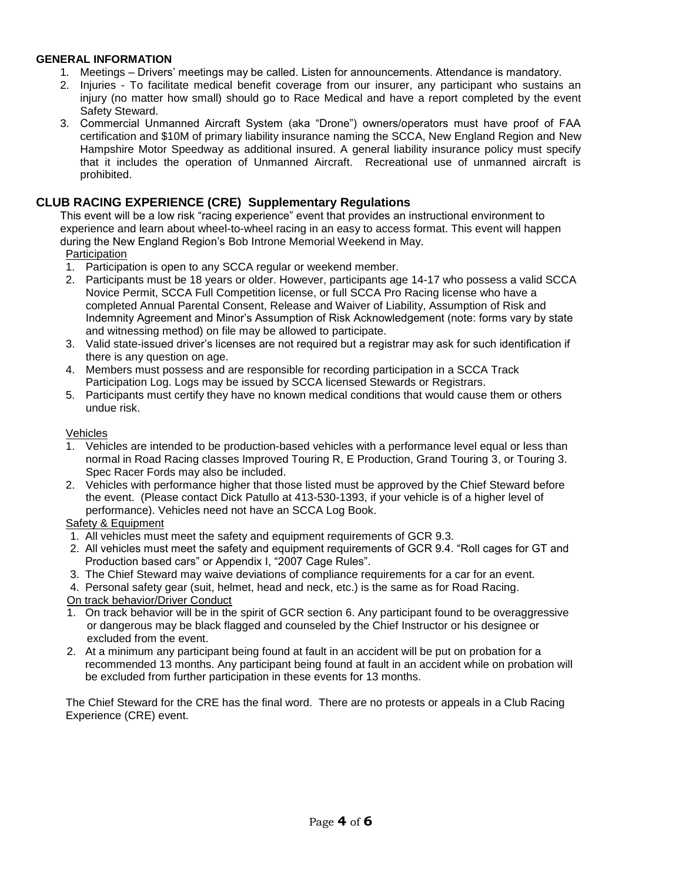**GENERAL INFORMATION**

1. Meetings – Drivers' meetings may be called. Listen for announcements. Attendance is mandatory.
2. Injuries - To facilitate medical benefit coverage from our insurer, any participant who sustains an injury (no matter how small) should go to Race Medical and have a report completed by the event Safety Steward.
3. Commercial Unmanned Aircraft System (aka "Drone") owners/operators must have proof of FAA certification and $10M of primary liability insurance naming the SCCA, New England Region and New Hampshire Motor Speedway as additional insured. A general liability insurance policy must specify that it includes the operation of Unmanned Aircraft. Recreational use of unmanned aircraft is prohibited.

## CLUB RACING EXPERIENCE (CRE) Supplementary Regulations

This event will be a low risk "racing experience" event that provides an instructional environment to experience and learn about wheel-to-wheel racing in an easy to access format. This event will happen during the New England Region's Bob Introne Memorial Weekend in May.

Participation

1. Participation is open to any SCCA regular or weekend member.
2. Participants must be 18 years or older. However, participants age 14-17 who possess a valid SCCA Novice Permit, SCCA Full Competition license, or full SCCA Pro Racing license who have a completed Annual Parental Consent, Release and Waiver of Liability, Assumption of Risk and Indemnity Agreement and Minor's Assumption of Risk Acknowledgement (note: forms vary by state and witnessing method) on file may be allowed to participate.
3. Valid state-issued driver's licenses are not required but a registrar may ask for such identification if there is any question on age.
4. Members must possess and are responsible for recording participation in a SCCA Track Participation Log. Logs may be issued by SCCA licensed Stewards or Registrars.
5. Participants must certify they have no known medical conditions that would cause them or others undue risk.

Vehicles

1. Vehicles are intended to be production-based vehicles with a performance level equal or less than normal in Road Racing classes Improved Touring R, E Production, Grand Touring 3, or Touring 3. Spec Racer Fords may also be included.
2. Vehicles with performance higher that those listed must be approved by the Chief Steward before the event. (Please contact Dick Patullo at 413-530-1393, if your vehicle is of a higher level of performance). Vehicles need not have an SCCA Log Book.

Safety & Equipment

1. All vehicles must meet the safety and equipment requirements of GCR 9.3.
2. All vehicles must meet the safety and equipment requirements of GCR 9.4. "Roll cages for GT and Production based cars" or Appendix I, "2007 Cage Rules".
3. The Chief Steward may waive deviations of compliance requirements for a car for an event.
4. Personal safety gear (suit, helmet, head and neck, etc.) is the same as for Road Racing.

On track behavior/Driver Conduct

1. On track behavior will be in the spirit of GCR section 6. Any participant found to be overaggressive or dangerous may be black flagged and counseled by the Chief Instructor or his designee or excluded from the event.
2. At a minimum any participant being found at fault in an accident will be put on probation for a recommended 13 months. Any participant being found at fault in an accident while on probation will be excluded from further participation in these events for 13 months.

The Chief Steward for the CRE has the final word. There are no protests or appeals in a Club Racing Experience (CRE) event.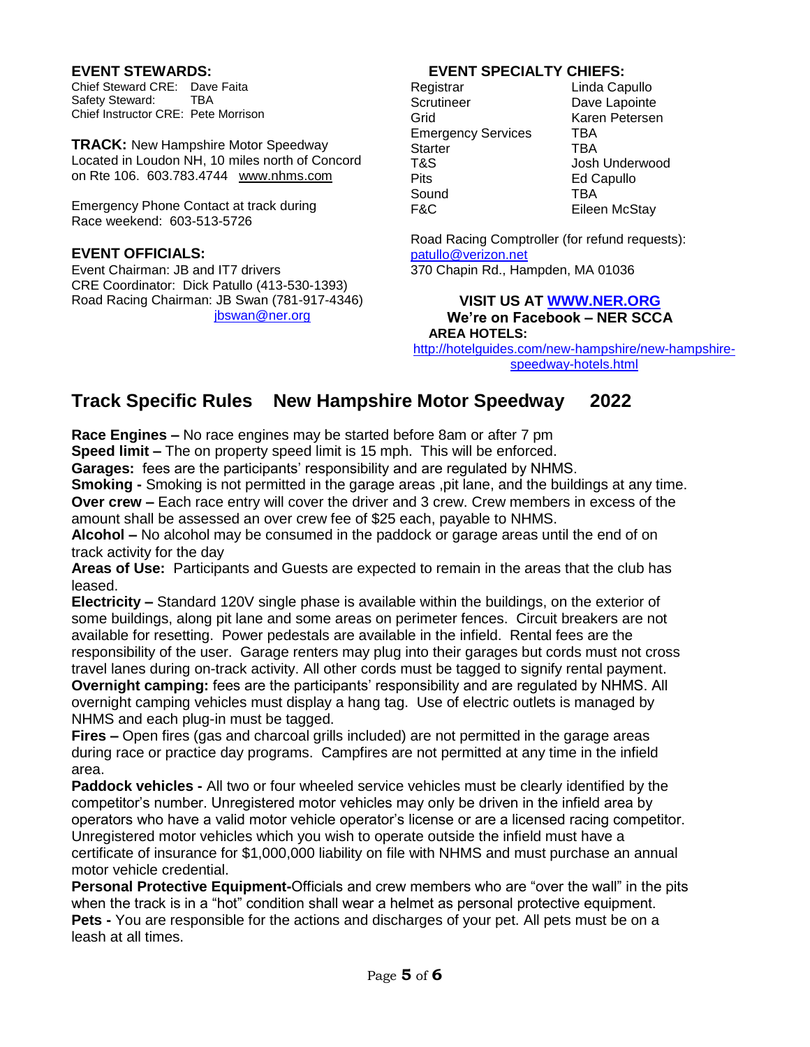**EVENT STEWARDS:**

Chief Steward CRE: Dave Faita
Safety Steward: TBA
Chief Instructor CRE: Pete Morrison

**TRACK:** New Hampshire Motor Speedway
Located in Loudon NH, 10 miles north of Concord on Rte 106. 603.783.4744 www.nhms.com

Emergency Phone Contact at track during Race weekend: 603-513-5726

**EVENT OFFICIALS:**

Event Chairman: JB and IT7 drivers
CRE Coordinator: Dick Patullo (413-530-1393)
Road Racing Chairman: JB Swan (781-917-4346) jbswan@ner.org

**EVENT SPECIALTY CHIEFS:**

| | |
|---|---|
| Registrar | Linda Capullo |
| Scrutineer | Dave Lapointe |
| Grid | Karen Petersen |
| Emergency Services | TBA |
| Starter | TBA |
| T&S | Josh Underwood |
| Pits | Ed Capullo |
| Sound | TBA |
| F&C | Eileen McStay |

Road Racing Comptroller (for refund requests): patullo@verizon.net
370 Chapin Rd., Hampden, MA 01036

**VISIT US AT WWW.NER.ORG**
**We're on Facebook – NER SCCA**

**AREA HOTELS:**
http://hotelguides.com/new-hampshire/new-hampshire-speedway-hotels.html

## Track Specific Rules New Hampshire Motor Speedway 2022

**Race Engines –** No race engines may be started before 8am or after 7 pm

**Speed limit –** The on property speed limit is 15 mph. This will be enforced.

**Garages:** fees are the participants' responsibility and are regulated by NHMS.

**Smoking -** Smoking is not permitted in the garage areas ,pit lane, and the buildings at any time.

**Over crew –** Each race entry will cover the driver and 3 crew. Crew members in excess of the amount shall be assessed an over crew fee of $25 each, payable to NHMS.

**Alcohol –** No alcohol may be consumed in the paddock or garage areas until the end of on track activity for the day

**Areas of Use:** Participants and Guests are expected to remain in the areas that the club has leased.

**Electricity –** Standard 120V single phase is available within the buildings, on the exterior of some buildings, along pit lane and some areas on perimeter fences. Circuit breakers are not available for resetting. Power pedestals are available in the infield. Rental fees are the responsibility of the user. Garage renters may plug into their garages but cords must not cross travel lanes during on-track activity. All other cords must be tagged to signify rental payment.

**Overnight camping:** fees are the participants' responsibility and are regulated by NHMS. All overnight camping vehicles must display a hang tag. Use of electric outlets is managed by NHMS and each plug-in must be tagged.

**Fires –** Open fires (gas and charcoal grills included) are not permitted in the garage areas during race or practice day programs. Campfires are not permitted at any time in the infield area.

**Paddock vehicles -** All two or four wheeled service vehicles must be clearly identified by the competitor's number. Unregistered motor vehicles may only be driven in the infield area by operators who have a valid motor vehicle operator's license or are a licensed racing competitor. Unregistered motor vehicles which you wish to operate outside the infield must have a certificate of insurance for $1,000,000 liability on file with NHMS and must purchase an annual motor vehicle credential.

**Personal Protective Equipment-**Officials and crew members who are "over the wall" in the pits when the track is in a "hot" condition shall wear a helmet as personal protective equipment.

**Pets -** You are responsible for the actions and discharges of your pet. All pets must be on a leash at all times.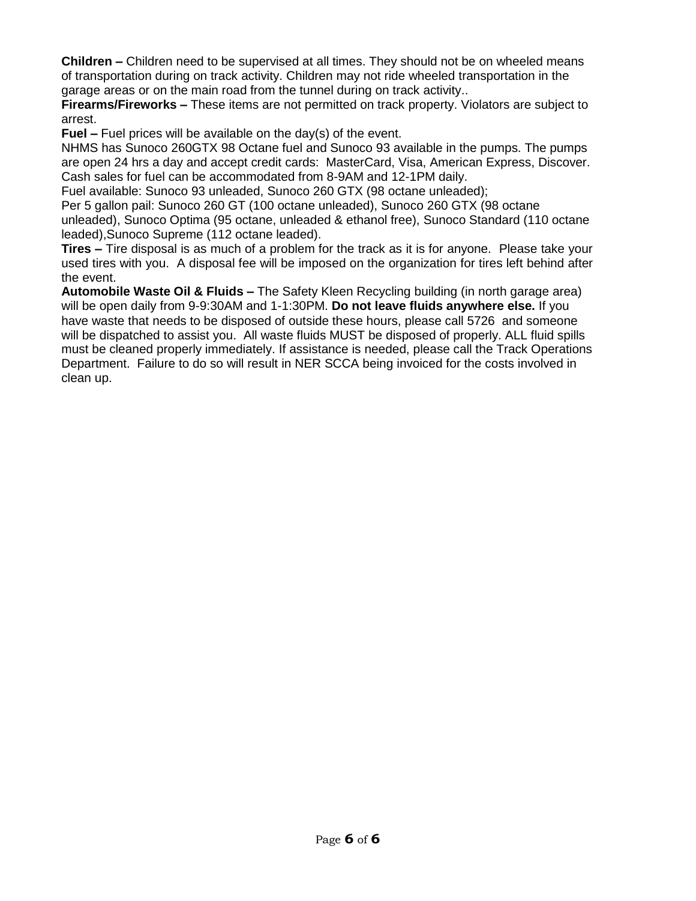**Children –** Children need to be supervised at all times. They should not be on wheeled means of transportation during on track activity. Children may not ride wheeled transportation in the garage areas or on the main road from the tunnel during on track activity..

**Firearms/Fireworks –** These items are not permitted on track property. Violators are subject to arrest.

**Fuel –** Fuel prices will be available on the day(s) of the event.

NHMS has Sunoco 260GTX 98 Octane fuel and Sunoco 93 available in the pumps. The pumps are open 24 hrs a day and accept credit cards: MasterCard, Visa, American Express, Discover. Cash sales for fuel can be accommodated from 8-9AM and 12-1PM daily.

Fuel available: Sunoco 93 unleaded, Sunoco 260 GTX (98 octane unleaded);

Per 5 gallon pail: Sunoco 260 GT (100 octane unleaded), Sunoco 260 GTX (98 octane unleaded), Sunoco Optima (95 octane, unleaded & ethanol free), Sunoco Standard (110 octane leaded),Sunoco Supreme (112 octane leaded).

**Tires –** Tire disposal is as much of a problem for the track as it is for anyone. Please take your used tires with you. A disposal fee will be imposed on the organization for tires left behind after the event.

**Automobile Waste Oil & Fluids –** The Safety Kleen Recycling building (in north garage area) will be open daily from 9-9:30AM and 1-1:30PM. **Do not leave fluids anywhere else.** If you have waste that needs to be disposed of outside these hours, please call 5726 and someone will be dispatched to assist you. All waste fluids MUST be disposed of properly. ALL fluid spills must be cleaned properly immediately. If assistance is needed, please call the Track Operations Department. Failure to do so will result in NER SCCA being invoiced for the costs involved in clean up.